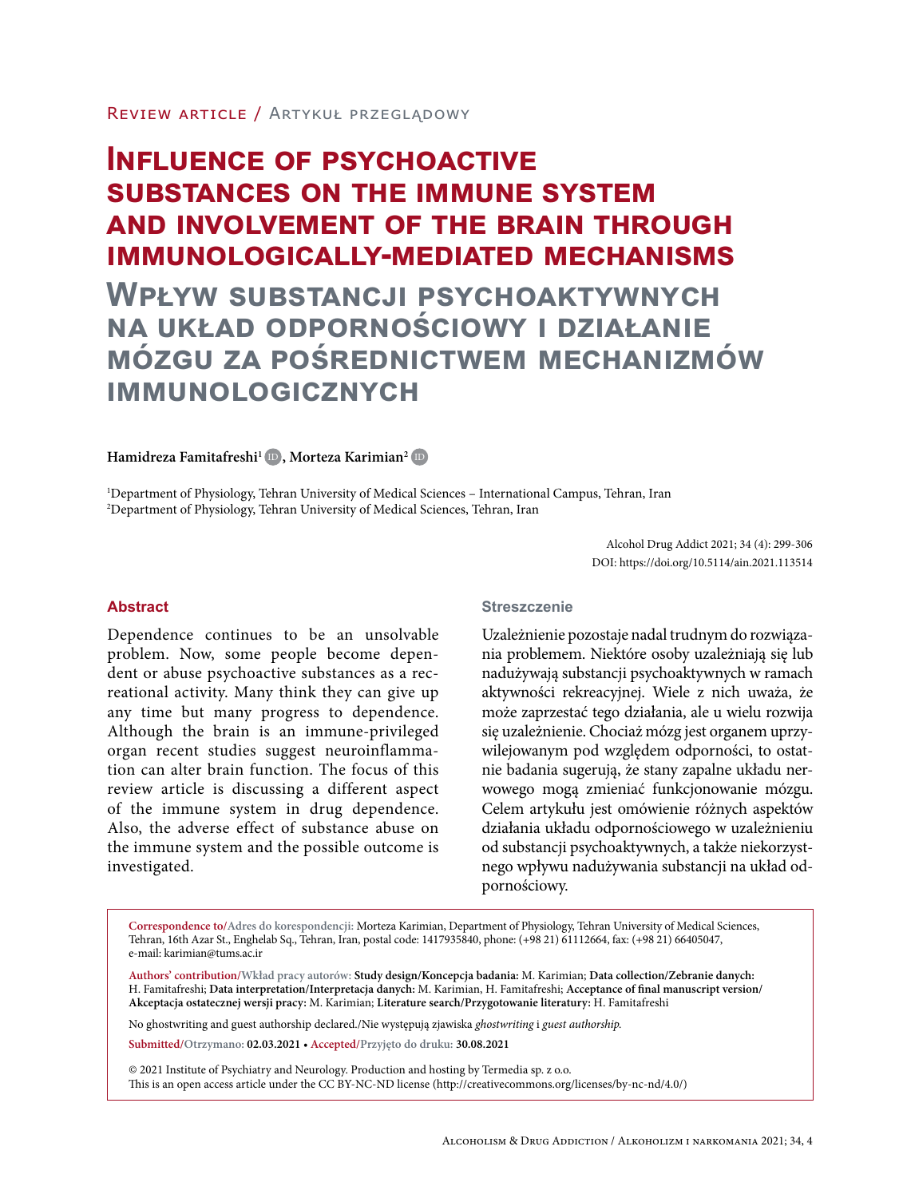Review article / Artykuł przeglądowy

# Influence of psychoactive substances on the immune system and involvement of the brain through immunologically-mediated mechanisms

# Wpływ substancji psychoaktywnych na układ odpornościowy i działanie mózgu za pośrednictwem mechanizmów immunologicznych

**Hamidreza Famitafreshi[1], Morteza Karimian[2]**

[1]Department of Physiology, Tehran University of Medical Sciences – International Campus, Tehran, Iran
[2]Department of Physiology, Tehran University of Medical Sciences, Tehran, Iran

Alcohol Drug Addict 2021; 34 (4): 299-306
DOI: https://doi.org/10.5114/ain.2021.113514

### Abstract

Dependence continues to be an unsolvable problem. Now, some people become dependent or abuse psychoactive substances as a recreational activity. Many think they can give up any time but many progress to dependence. Although the brain is an immune-privileged organ recent studies suggest neuroinflammation can alter brain function. The focus of this review article is discussing a different aspect of the immune system in drug dependence. Also, the adverse effect of substance abuse on the immune system and the possible outcome is investigated.

### Streszczenie

Uzależnienie pozostaje nadal trudnym do rozwiązania problemem. Niektóre osoby uzależniają się lub nadużywają substancji psychoaktywnych w ramach aktywności rekreacyjnej. Wiele z nich uważa, że może zaprzestać tego działania, ale u wielu rozwija się uzależnienie. Chociaż mózg jest organem uprzywilejowanym pod względem odporności, to ostatnie badania sugerują, że stany zapalne układu nerwowego mogą zmieniać funkcjonowanie mózgu. Celem artykułu jest omówienie różnych aspektów działania układu odpornościowego w uzależnieniu od substancji psychoaktywnych, a także niekorzystnego wpływu nadużywania substancji na układ odpornościowy.

**Correspondence to/Adres do korespondencji:** Morteza Karimian, Department of Physiology, Tehran University of Medical Sciences, Tehran, 16th Azar St., Enghelab Sq., Tehran, Iran, postal code: 1417935840, phone: (+98 21) 61112664, fax: (+98 21) 66405047, e-mail: karimian@tums.ac.ir

**Authors' contribution/Wkład pracy autorów:** **Study design/Koncepcja badania:** M. Karimian; **Data collection/Zebranie danych:** H. Famitafreshi; **Data interpretation/Interpretacja danych:** M. Karimian, H. Famitafreshi; **Acceptance of final manuscript version/ Akceptacja ostatecznej wersji pracy:** M. Karimian; **Literature search/Przygotowanie literatury:** H. Famitafreshi

No ghostwriting and guest authorship declared./Nie występują zjawiska *ghostwriting* i *guest authorship.*

**Submitted/Otrzymano: 02.03.2021** • **Accepted/Przyjęto do druku: 30.08.2021**

© 2021 Institute of Psychiatry and Neurology. Production and hosting by Termedia sp. z o.o.
This is an open access article under the CC BY-NC-ND license (http://creativecommons.org/licenses/by-nc-nd/4.0/)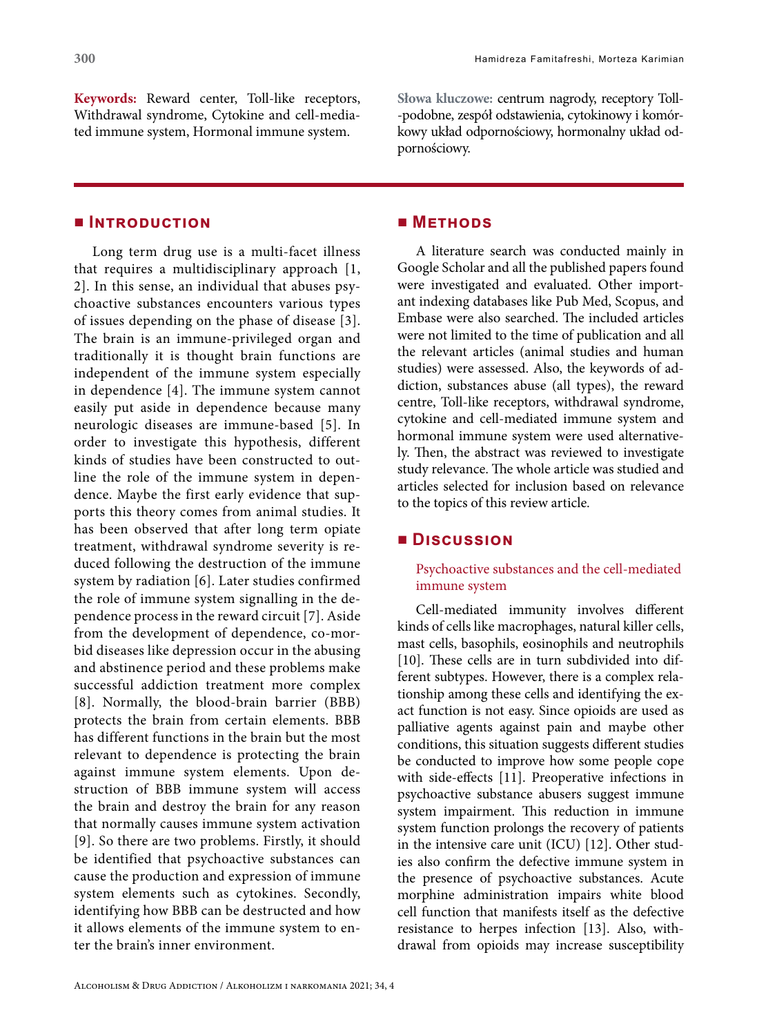**Keywords:** Reward center, Toll-like receptors, Withdrawal syndrome, Cytokine and cell-mediated immune system, Hormonal immune system.

**Słowa kluczowe:** centrum nagrody, receptory Toll-podobne, zespół odstawienia, cytokinowy i komórkowy układ odpornościowy, hormonalny układ odpornościowy.

## Introduction

Long term drug use is a multi-facet illness that requires a multidisciplinary approach [1, 2]. In this sense, an individual that abuses psychoactive substances encounters various types of issues depending on the phase of disease [3]. The brain is an immune-privileged organ and traditionally it is thought brain functions are independent of the immune system especially in dependence [4]. The immune system cannot easily put aside in dependence because many neurologic diseases are immune-based [5]. In order to investigate this hypothesis, different kinds of studies have been constructed to outline the role of the immune system in dependence. Maybe the first early evidence that supports this theory comes from animal studies. It has been observed that after long term opiate treatment, withdrawal syndrome severity is reduced following the destruction of the immune system by radiation [6]. Later studies confirmed the role of immune system signalling in the dependence process in the reward circuit [7]. Aside from the development of dependence, co-morbid diseases like depression occur in the abusing and abstinence period and these problems make successful addiction treatment more complex [8]. Normally, the blood-brain barrier (BBB) protects the brain from certain elements. BBB has different functions in the brain but the most relevant to dependence is protecting the brain against immune system elements. Upon destruction of BBB immune system will access the brain and destroy the brain for any reason that normally causes immune system activation [9]. So there are two problems. Firstly, it should be identified that psychoactive substances can cause the production and expression of immune system elements such as cytokines. Secondly, identifying how BBB can be destructed and how it allows elements of the immune system to enter the brain's inner environment.

## Methods

A literature search was conducted mainly in Google Scholar and all the published papers found were investigated and evaluated. Other important indexing databases like Pub Med, Scopus, and Embase were also searched. The included articles were not limited to the time of publication and all the relevant articles (animal studies and human studies) were assessed. Also, the keywords of addiction, substances abuse (all types), the reward centre, Toll-like receptors, withdrawal syndrome, cytokine and cell-mediated immune system and hormonal immune system were used alternatively. Then, the abstract was reviewed to investigate study relevance. The whole article was studied and articles selected for inclusion based on relevance to the topics of this review article.

## Discussion

### Psychoactive substances and the cell-mediated immune system

Cell-mediated immunity involves different kinds of cells like macrophages, natural killer cells, mast cells, basophils, eosinophils and neutrophils [10]. These cells are in turn subdivided into different subtypes. However, there is a complex relationship among these cells and identifying the exact function is not easy. Since opioids are used as palliative agents against pain and maybe other conditions, this situation suggests different studies be conducted to improve how some people cope with side-effects [11]. Preoperative infections in psychoactive substance abusers suggest immune system impairment. This reduction in immune system function prolongs the recovery of patients in the intensive care unit (ICU) [12]. Other studies also confirm the defective immune system in the presence of psychoactive substances. Acute morphine administration impairs white blood cell function that manifests itself as the defective resistance to herpes infection [13]. Also, withdrawal from opioids may increase susceptibility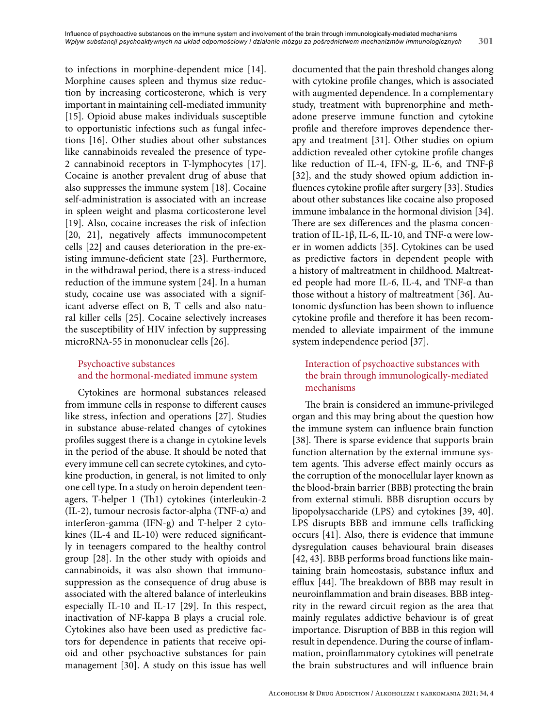to infections in morphine-dependent mice [14]. Morphine causes spleen and thymus size reduction by increasing corticosterone, which is very important in maintaining cell-mediated immunity [15]. Opioid abuse makes individuals susceptible to opportunistic infections such as fungal infections [16]. Other studies about other substances like cannabinoids revealed the presence of type-2 cannabinoid receptors in T-lymphocytes [17]. Cocaine is another prevalent drug of abuse that also suppresses the immune system [18]. Cocaine self-administration is associated with an increase in spleen weight and plasma corticosterone level [19]. Also, cocaine increases the risk of infection [20, 21], negatively affects immunocompetent cells [22] and causes deterioration in the pre-existing immune-deficient state [23]. Furthermore, in the withdrawal period, there is a stress-induced reduction of the immune system [24]. In a human study, cocaine use was associated with a significant adverse effect on B, T cells and also natural killer cells [25]. Cocaine selectively increases the susceptibility of HIV infection by suppressing microRNA-55 in mononuclear cells [26].

## Psychoactive substances and the hormonal-mediated immune system

Cytokines are hormonal substances released from immune cells in response to different causes like stress, infection and operations [27]. Studies in substance abuse-related changes of cytokines profiles suggest there is a change in cytokine levels in the period of the abuse. It should be noted that every immune cell can secrete cytokines, and cytokine production, in general, is not limited to only one cell type. In a study on heroin dependent teenagers, T-helper 1 (Th1) cytokines (interleukin-2 (IL-2), tumour necrosis factor-alpha (TNF-α) and interferon-gamma (IFN-g) and T-helper 2 cytokines (IL-4 and IL-10) were reduced significantly in teenagers compared to the healthy control group [28]. In the other study with opioids and cannabinoids, it was also shown that immunosuppression as the consequence of drug abuse is associated with the altered balance of interleukins especially IL-10 and IL-17 [29]. In this respect, inactivation of NF-kappa B plays a crucial role. Cytokines also have been used as predictive factors for dependence in patients that receive opioid and other psychoactive substances for pain management [30]. A study on this issue has well documented that the pain threshold changes along with cytokine profile changes, which is associated with augmented dependence. In a complementary study, treatment with buprenorphine and methadone preserve immune function and cytokine profile and therefore improves dependence therapy and treatment [31]. Other studies on opium addiction revealed other cytokine profile changes like reduction of IL-4, IFN-g, IL-6, and TNF-β [32], and the study showed opium addiction influences cytokine profile after surgery [33]. Studies about other substances like cocaine also proposed immune imbalance in the hormonal division [34]. There are sex differences and the plasma concentration of IL-1β, IL-6, IL-10, and TNF-α were lower in women addicts [35]. Cytokines can be used as predictive factors in dependent people with a history of maltreatment in childhood. Maltreated people had more IL-6, IL-4, and TNF-α than those without a history of maltreatment [36]. Autonomic dysfunction has been shown to influence cytokine profile and therefore it has been recommended to alleviate impairment of the immune system independence period [37].

## Interaction of psychoactive substances with the brain through immunologically-mediated mechanisms

The brain is considered an immune-privileged organ and this may bring about the question how the immune system can influence brain function [38]. There is sparse evidence that supports brain function alternation by the external immune system agents. This adverse effect mainly occurs as the corruption of the monocellular layer known as the blood-brain barrier (BBB) protecting the brain from external stimuli. BBB disruption occurs by lipopolysaccharide (LPS) and cytokines [39, 40]. LPS disrupts BBB and immune cells trafficking occurs [41]. Also, there is evidence that immune dysregulation causes behavioural brain diseases [42, 43]. BBB performs broad functions like maintaining brain homeostasis, substance influx and efflux [44]. The breakdown of BBB may result in neuroinflammation and brain diseases. BBB integrity in the reward circuit region as the area that mainly regulates addictive behaviour is of great importance. Disruption of BBB in this region will result in dependence. During the course of inflammation, proinflammatory cytokines will penetrate the brain substructures and will influence brain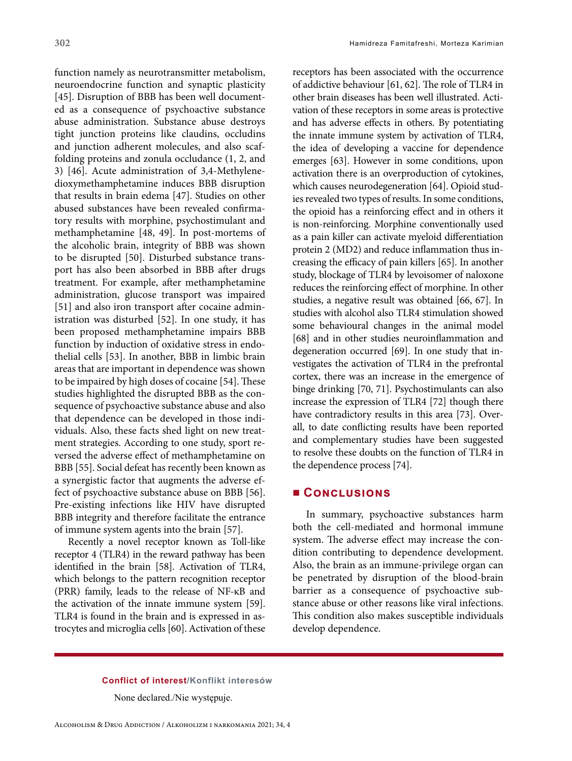function namely as neurotransmitter metabolism, neuroendocrine function and synaptic plasticity [45]. Disruption of BBB has been well documented as a consequence of psychoactive substance abuse administration. Substance abuse destroys tight junction proteins like claudins, occludins and junction adherent molecules, and also scaffolding proteins and zonula occludance (1, 2, and 3) [46]. Acute administration of 3,4-Methylenedioxymethamphetamine induces BBB disruption that results in brain edema [47]. Studies on other abused substances have been revealed confirmatory results with morphine, psychostimulant and methamphetamine [48, 49]. In post-mortems of the alcoholic brain, integrity of BBB was shown to be disrupted [50]. Disturbed substance transport has also been absorbed in BBB after drugs treatment. For example, after methamphetamine administration, glucose transport was impaired [51] and also iron transport after cocaine administration was disturbed [52]. In one study, it has been proposed methamphetamine impairs BBB function by induction of oxidative stress in endothelial cells [53]. In another, BBB in limbic brain areas that are important in dependence was shown to be impaired by high doses of cocaine [54]. These studies highlighted the disrupted BBB as the consequence of psychoactive substance abuse and also that dependence can be developed in those individuals. Also, these facts shed light on new treatment strategies. According to one study, sport reversed the adverse effect of methamphetamine on BBB [55]. Social defeat has recently been known as a synergistic factor that augments the adverse effect of psychoactive substance abuse on BBB [56]. Pre-existing infections like HIV have disrupted BBB integrity and therefore facilitate the entrance of immune system agents into the brain [57].

Recently a novel receptor known as Toll-like receptor 4 (TLR4) in the reward pathway has been identified in the brain [58]. Activation of TLR4, which belongs to the pattern recognition receptor (PRR) family, leads to the release of NF-κB and the activation of the innate immune system [59]. TLR4 is found in the brain and is expressed in astrocytes and microglia cells [60]. Activation of these receptors has been associated with the occurrence of addictive behaviour [61, 62]. The role of TLR4 in other brain diseases has been well illustrated. Activation of these receptors in some areas is protective and has adverse effects in others. By potentiating the innate immune system by activation of TLR4, the idea of developing a vaccine for dependence emerges [63]. However in some conditions, upon activation there is an overproduction of cytokines, which causes neurodegeneration [64]. Opioid studies revealed two types of results. In some conditions, the opioid has a reinforcing effect and in others it is non-reinforcing. Morphine conventionally used as a pain killer can activate myeloid differentiation protein 2 (MD2) and reduce inflammation thus increasing the efficacy of pain killers [65]. In another study, blockage of TLR4 by levoisomer of naloxone reduces the reinforcing effect of morphine. In other studies, a negative result was obtained [66, 67]. In studies with alcohol also TLR4 stimulation showed some behavioural changes in the animal model [68] and in other studies neuroinflammation and degeneration occurred [69]. In one study that investigates the activation of TLR4 in the prefrontal cortex, there was an increase in the emergence of binge drinking [70, 71]. Psychostimulants can also increase the expression of TLR4 [72] though there have contradictory results in this area [73]. Overall, to date conflicting results have been reported and complementary studies have been suggested to resolve these doubts on the function of TLR4 in the dependence process [74].

## Conclusions

In summary, psychoactive substances harm both the cell-mediated and hormonal immune system. The adverse effect may increase the condition contributing to dependence development. Also, the brain as an immune-privilege organ can be penetrated by disruption of the blood-brain barrier as a consequence of psychoactive substance abuse or other reasons like viral infections. This condition also makes susceptible individuals develop dependence.

**Conflict of interest/Konflikt interesów**

None declared./Nie występuje.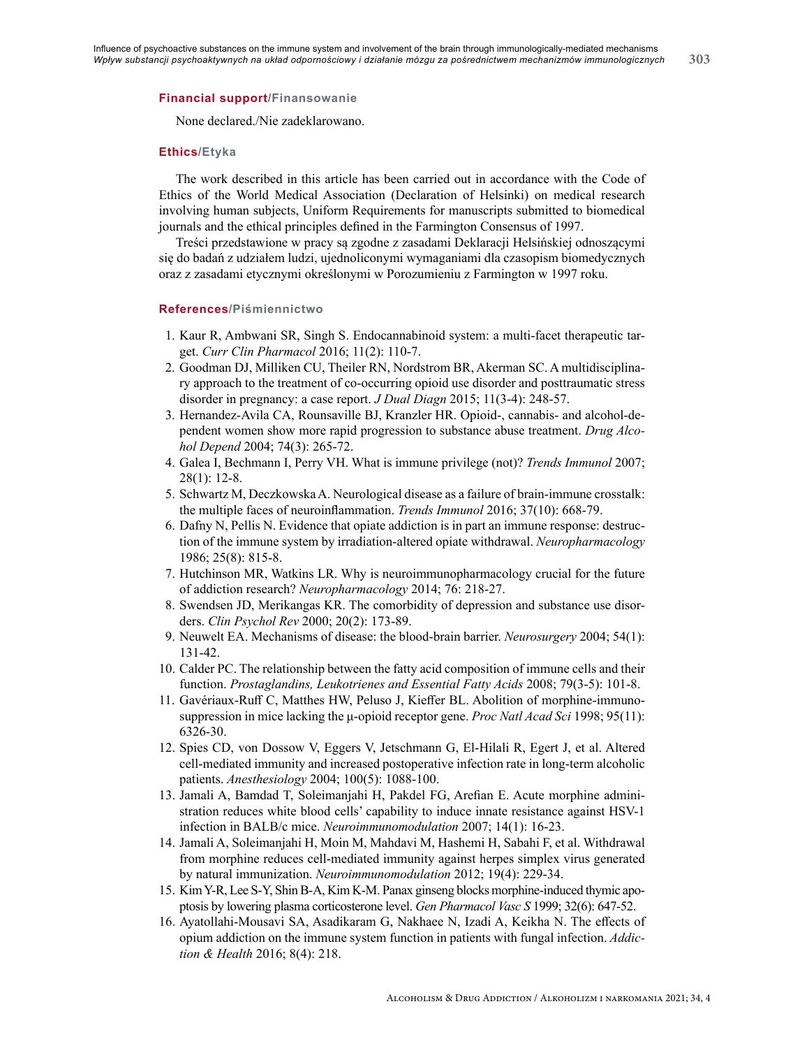### **Financial support**/Finansowanie

None declared./Nie zadeklarowano.

### **Ethics**/Etyka

The work described in this article has been carried out in accordance with the Code of Ethics of the World Medical Association (Declaration of Helsinki) on medical research involving human subjects, Uniform Requirements for manuscripts submitted to biomedical journals and the ethical principles defined in the Farmington Consensus of 1997.

Treści przedstawione w pracy są zgodne z zasadami Deklaracji Helsińskiej odnoszącymi się do badań z udziałem ludzi, ujednoliconymi wymaganiami dla czasopism biomedycznych oraz z zasadami etycznymi określonymi w Porozumieniu z Farmington w 1997 roku.

### **References**/Piśmiennictwo

1. Kaur R, Ambwani SR, Singh S. Endocannabinoid system: a multi-facet therapeutic target. *Curr Clin Pharmacol* 2016; 11(2): 110-7.
2. Goodman DJ, Milliken CU, Theiler RN, Nordstrom BR, Akerman SC. A multidisciplinary approach to the treatment of co-occurring opioid use disorder and posttraumatic stress disorder in pregnancy: a case report. *J Dual Diagn* 2015; 11(3-4): 248-57.
3. Hernandez-Avila CA, Rounsaville BJ, Kranzler HR. Opioid-, cannabis- and alcohol-dependent women show more rapid progression to substance abuse treatment. *Drug Alcohol Depend* 2004; 74(3): 265-72.
4. Galea I, Bechmann I, Perry VH. What is immune privilege (not)? *Trends Immunol* 2007; 28(1): 12-8.
5. Schwartz M, Deczkowska A. Neurological disease as a failure of brain-immune crosstalk: the multiple faces of neuroinflammation. *Trends Immunol* 2016; 37(10): 668-79.
6. Dafny N, Pellis N. Evidence that opiate addiction is in part an immune response: destruction of the immune system by irradiation-altered opiate withdrawal. *Neuropharmacology* 1986; 25(8): 815-8.
7. Hutchinson MR, Watkins LR. Why is neuroimmunopharmacology crucial for the future of addiction research? *Neuropharmacology* 2014; 76: 218-27.
8. Swendsen JD, Merikangas KR. The comorbidity of depression and substance use disorders. *Clin Psychol Rev* 2000; 20(2): 173-89.
9. Neuwelt EA. Mechanisms of disease: the blood-brain barrier. *Neurosurgery* 2004; 54(1): 131-42.
10. Calder PC. The relationship between the fatty acid composition of immune cells and their function. *Prostaglandins, Leukotrienes and Essential Fatty Acids* 2008; 79(3-5): 101-8.
11. Gavériaux-Ruff C, Matthes HW, Peluso J, Kieffer BL. Abolition of morphine-immunosuppression in mice lacking the μ-opioid receptor gene. *Proc Natl Acad Sci* 1998; 95(11): 6326-30.
12. Spies CD, von Dossow V, Eggers V, Jetschmann G, El-Hilali R, Egert J, et al. Altered cell-mediated immunity and increased postoperative infection rate in long-term alcoholic patients. *Anesthesiology* 2004; 100(5): 1088-100.
13. Jamali A, Bamdad T, Soleimanjahi H, Pakdel FG, Arefian E. Acute morphine administration reduces white blood cells' capability to induce innate resistance against HSV-1 infection in BALB/c mice. *Neuroimmunomodulation* 2007; 14(1): 16-23.
14. Jamali A, Soleimanjahi H, Moin M, Mahdavi M, Hashemi H, Sabahi F, et al. Withdrawal from morphine reduces cell-mediated immunity against herpes simplex virus generated by natural immunization. *Neuroimmunomodulation* 2012; 19(4): 229-34.
15. Kim Y-R, Lee S-Y, Shin B-A, Kim K-M. Panax ginseng blocks morphine-induced thymic apoptosis by lowering plasma corticosterone level. *Gen Pharmacol Vasc S* 1999; 32(6): 647-52.
16. Ayatollahi-Mousavi SA, Asadikaram G, Nakhaee N, Izadi A, Keikha N. The effects of opium addiction on the immune system function in patients with fungal infection. *Addiction & Health* 2016; 8(4): 218.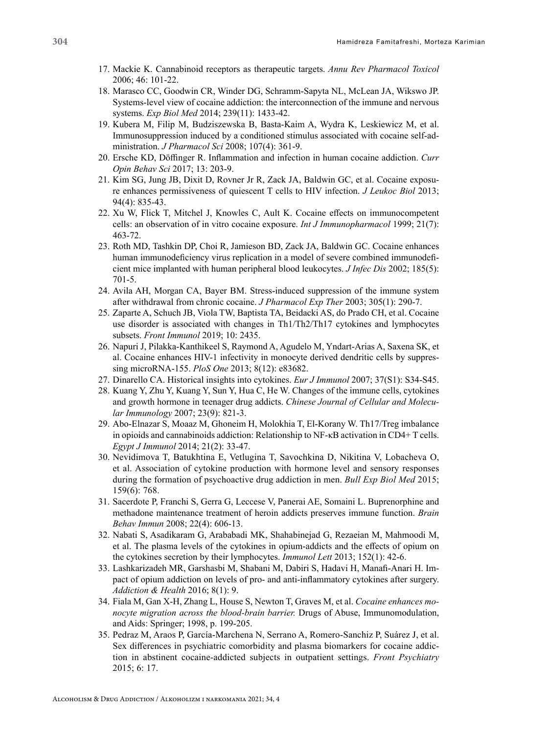17. Mackie K. Cannabinoid receptors as therapeutic targets. *Annu Rev Pharmacol Toxicol* 2006; 46: 101-22.
18. Marasco CC, Goodwin CR, Winder DG, Schramm-Sapyta NL, McLean JA, Wikswo JP. Systems-level view of cocaine addiction: the interconnection of the immune and nervous systems. *Exp Biol Med* 2014; 239(11): 1433-42.
19. Kubera M, Filip M, Budziszewska B, Basta-Kaim A, Wydra K, Leskiewicz M, et al. Immunosuppression induced by a conditioned stimulus associated with cocaine self-administration. *J Pharmacol Sci* 2008; 107(4): 361-9.
20. Ersche KD, Döffinger R. Inflammation and infection in human cocaine addiction. *Curr Opin Behav Sci* 2017; 13: 203-9.
21. Kim SG, Jung JB, Dixit D, Rovner Jr R, Zack JA, Baldwin GC, et al. Cocaine exposure enhances permissiveness of quiescent T cells to HIV infection. *J Leukoc Biol* 2013; 94(4): 835-43.
22. Xu W, Flick T, Mitchel J, Knowles C, Ault K. Cocaine effects on immunocompetent cells: an observation of in vitro cocaine exposure. *Int J Immunopharmacol* 1999; 21(7): 463-72.
23. Roth MD, Tashkin DP, Choi R, Jamieson BD, Zack JA, Baldwin GC. Cocaine enhances human immunodeficiency virus replication in a model of severe combined immunodeficient mice implanted with human peripheral blood leukocytes. *J Infec Dis* 2002; 185(5): 701-5.
24. Avila AH, Morgan CA, Bayer BM. Stress-induced suppression of the immune system after withdrawal from chronic cocaine. *J Pharmacol Exp Ther* 2003; 305(1): 290-7.
25. Zaparte A, Schuch JB, Viola TW, Baptista TA, Beidacki AS, do Prado CH, et al. Cocaine use disorder is associated with changes in Th1/Th2/Th17 cytokines and lymphocytes subsets. *Front Immunol* 2019; 10: 2435.
26. Napuri J, Pilakka-Kanthikeel S, Raymond A, Agudelo M, Yndart-Arias A, Saxena SK, et al. Cocaine enhances HIV-1 infectivity in monocyte derived dendritic cells by suppressing microRNA-155. *PloS One* 2013; 8(12): e83682.
27. Dinarello CA. Historical insights into cytokines. *Eur J Immunol* 2007; 37(S1): S34-S45.
28. Kuang Y, Zhu Y, Kuang Y, Sun Y, Hua C, He W. Changes of the immune cells, cytokines and growth hormone in teenager drug addicts. *Chinese Journal of Cellular and Molecular Immunology* 2007; 23(9): 821-3.
29. Abo-Elnazar S, Moaaz M, Ghoneim H, Molokhia T, El-Korany W. Th17/Treg imbalance in opioids and cannabinoids addiction: Relationship to NF-κB activation in CD4+ T cells. *Egypt J Immunol* 2014; 21(2): 33-47.
30. Nevidimova T, Batukhtina E, Vetlugina T, Savochkina D, Nikitina V, Lobacheva O, et al. Association of cytokine production with hormone level and sensory responses during the formation of psychoactive drug addiction in men. *Bull Exp Biol Med* 2015; 159(6): 768.
31. Sacerdote P, Franchi S, Gerra G, Leccese V, Panerai AE, Somaini L. Buprenorphine and methadone maintenance treatment of heroin addicts preserves immune function. *Brain Behav Immun* 2008; 22(4): 606-13.
32. Nabati S, Asadikaram G, Arababadi MK, Shahabinejad G, Rezaeian M, Mahmoodi M, et al. The plasma levels of the cytokines in opium-addicts and the effects of opium on the cytokines secretion by their lymphocytes. *Immunol Lett* 2013; 152(1): 42-6.
33. Lashkarizadeh MR, Garshasbi M, Shabani M, Dabiri S, Hadavi H, Manafi-Anari H. Impact of opium addiction on levels of pro- and anti-inflammatory cytokines after surgery. *Addiction & Health* 2016; 8(1): 9.
34. Fiala M, Gan X-H, Zhang L, House S, Newton T, Graves M, et al. *Cocaine enhances monocyte migration across the blood-brain barrier.* Drugs of Abuse, Immunomodulation, and Aids: Springer; 1998, p. 199-205.
35. Pedraz M, Araos P, García-Marchena N, Serrano A, Romero-Sanchiz P, Suárez J, et al. Sex differences in psychiatric comorbidity and plasma biomarkers for cocaine addiction in abstinent cocaine-addicted subjects in outpatient settings. *Front Psychiatry* 2015; 6: 17.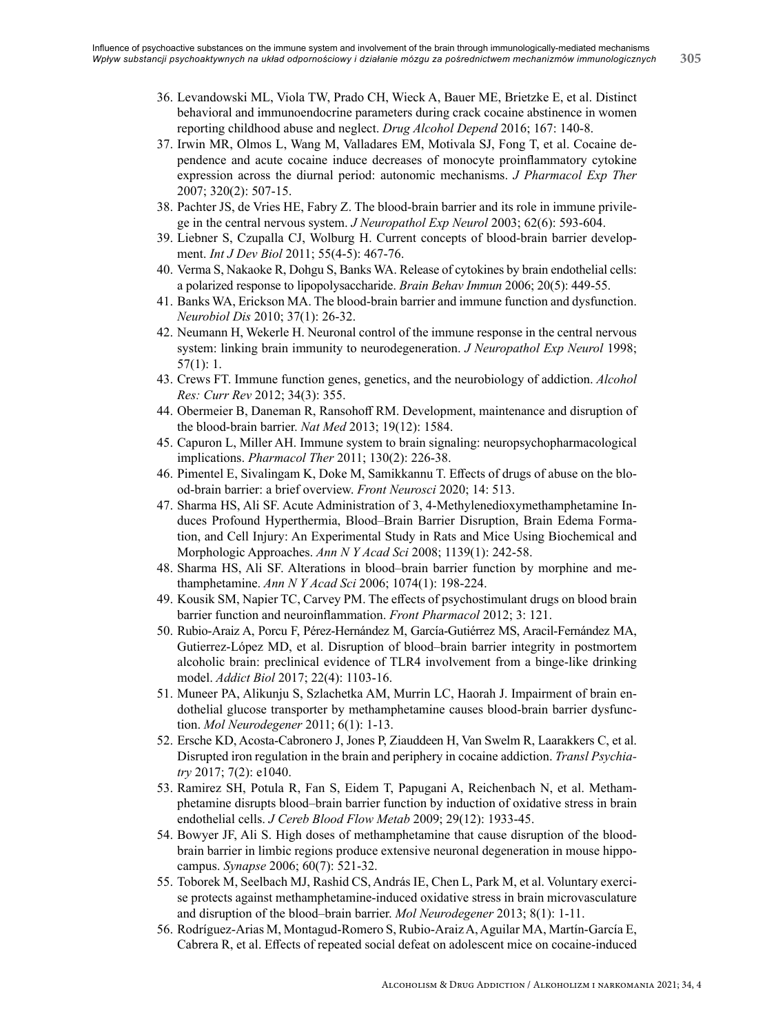36. Levandowski ML, Viola TW, Prado CH, Wieck A, Bauer ME, Brietzke E, et al. Distinct behavioral and immunoendocrine parameters during crack cocaine abstinence in women reporting childhood abuse and neglect. *Drug Alcohol Depend* 2016; 167: 140-8.
37. Irwin MR, Olmos L, Wang M, Valladares EM, Motivala SJ, Fong T, et al. Cocaine dependence and acute cocaine induce decreases of monocyte proinflammatory cytokine expression across the diurnal period: autonomic mechanisms. *J Pharmacol Exp Ther* 2007; 320(2): 507-15.
38. Pachter JS, de Vries HE, Fabry Z. The blood-brain barrier and its role in immune privilege in the central nervous system. *J Neuropathol Exp Neurol* 2003; 62(6): 593-604.
39. Liebner S, Czupalla CJ, Wolburg H. Current concepts of blood-brain barrier development. *Int J Dev Biol* 2011; 55(4-5): 467-76.
40. Verma S, Nakaoke R, Dohgu S, Banks WA. Release of cytokines by brain endothelial cells: a polarized response to lipopolysaccharide. *Brain Behav Immun* 2006; 20(5): 449-55.
41. Banks WA, Erickson MA. The blood-brain barrier and immune function and dysfunction. *Neurobiol Dis* 2010; 37(1): 26-32.
42. Neumann H, Wekerle H. Neuronal control of the immune response in the central nervous system: linking brain immunity to neurodegeneration. *J Neuropathol Exp Neurol* 1998; 57(1): 1.
43. Crews FT. Immune function genes, genetics, and the neurobiology of addiction. *Alcohol Res: Curr Rev* 2012; 34(3): 355.
44. Obermeier B, Daneman R, Ransohoff RM. Development, maintenance and disruption of the blood-brain barrier. *Nat Med* 2013; 19(12): 1584.
45. Capuron L, Miller AH. Immune system to brain signaling: neuropsychopharmacological implications. *Pharmacol Ther* 2011; 130(2): 226-38.
46. Pimentel E, Sivalingam K, Doke M, Samikkannu T. Effects of drugs of abuse on the blood-brain barrier: a brief overview. *Front Neurosci* 2020; 14: 513.
47. Sharma HS, Ali SF. Acute Administration of 3, 4-Methylenedioxymethamphetamine Induces Profound Hyperthermia, Blood–Brain Barrier Disruption, Brain Edema Formation, and Cell Injury: An Experimental Study in Rats and Mice Using Biochemical and Morphologic Approaches. *Ann N Y Acad Sci* 2008; 1139(1): 242-58.
48. Sharma HS, Ali SF. Alterations in blood–brain barrier function by morphine and methamphetamine. *Ann N Y Acad Sci* 2006; 1074(1): 198-224.
49. Kousik SM, Napier TC, Carvey PM. The effects of psychostimulant drugs on blood brain barrier function and neuroinflammation. *Front Pharmacol* 2012; 3: 121.
50. Rubio-Araiz A, Porcu F, Pérez-Hernández M, García-Gutiérrez MS, Aracil-Fernández MA, Gutierrez-López MD, et al. Disruption of blood–brain barrier integrity in postmortem alcoholic brain: preclinical evidence of TLR4 involvement from a binge-like drinking model. *Addict Biol* 2017; 22(4): 1103-16.
51. Muneer PA, Alikunju S, Szlachetka AM, Murrin LC, Haorah J. Impairment of brain endothelial glucose transporter by methamphetamine causes blood-brain barrier dysfunction. *Mol Neurodegener* 2011; 6(1): 1-13.
52. Ersche KD, Acosta-Cabronero J, Jones P, Ziauddeen H, Van Swelm R, Laarakkers C, et al. Disrupted iron regulation in the brain and periphery in cocaine addiction. *Transl Psychiatry* 2017; 7(2): e1040.
53. Ramirez SH, Potula R, Fan S, Eidem T, Papugani A, Reichenbach N, et al. Methamphetamine disrupts blood–brain barrier function by induction of oxidative stress in brain endothelial cells. *J Cereb Blood Flow Metab* 2009; 29(12): 1933-45.
54. Bowyer JF, Ali S. High doses of methamphetamine that cause disruption of the blood-brain barrier in limbic regions produce extensive neuronal degeneration in mouse hippocampus. *Synapse* 2006; 60(7): 521-32.
55. Toborek M, Seelbach MJ, Rashid CS, András IE, Chen L, Park M, et al. Voluntary exercise protects against methamphetamine-induced oxidative stress in brain microvasculature and disruption of the blood–brain barrier. *Mol Neurodegener* 2013; 8(1): 1-11.
56. Rodríguez-Arias M, Montagud-Romero S, Rubio-Araiz A, Aguilar MA, Martín-García E, Cabrera R, et al. Effects of repeated social defeat on adolescent mice on cocaine-induced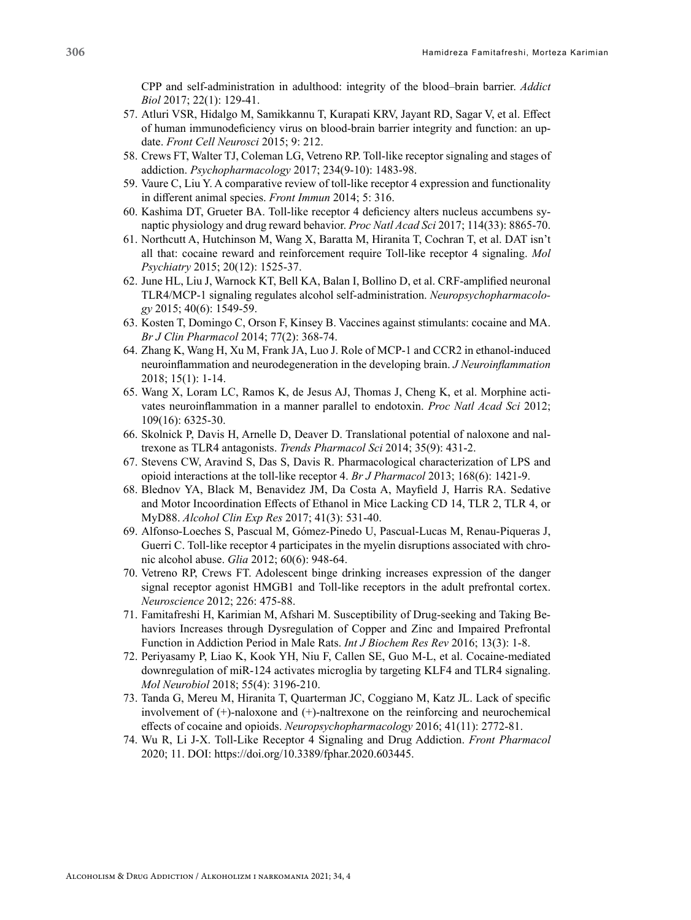CPP and self-administration in adulthood: integrity of the blood–brain barrier. *Addict Biol* 2017; 22(1): 129-41.

57. Atluri VSR, Hidalgo M, Samikkannu T, Kurapati KRV, Jayant RD, Sagar V, et al. Effect of human immunodeficiency virus on blood-brain barrier integrity and function: an update. *Front Cell Neurosci* 2015; 9: 212.
58. Crews FT, Walter TJ, Coleman LG, Vetreno RP. Toll-like receptor signaling and stages of addiction. *Psychopharmacology* 2017; 234(9-10): 1483-98.
59. Vaure C, Liu Y. A comparative review of toll-like receptor 4 expression and functionality in different animal species. *Front Immun* 2014; 5: 316.
60. Kashima DT, Grueter BA. Toll-like receptor 4 deficiency alters nucleus accumbens synaptic physiology and drug reward behavior. *Proc Natl Acad Sci* 2017; 114(33): 8865-70.
61. Northcutt A, Hutchinson M, Wang X, Baratta M, Hiranita T, Cochran T, et al. DAT isn't all that: cocaine reward and reinforcement require Toll-like receptor 4 signaling. *Mol Psychiatry* 2015; 20(12): 1525-37.
62. June HL, Liu J, Warnock KT, Bell KA, Balan I, Bollino D, et al. CRF-amplified neuronal TLR4/MCP-1 signaling regulates alcohol self-administration. *Neuropsychopharmacology* 2015; 40(6): 1549-59.
63. Kosten T, Domingo C, Orson F, Kinsey B. Vaccines against stimulants: cocaine and MA. *Br J Clin Pharmacol* 2014; 77(2): 368-74.
64. Zhang K, Wang H, Xu M, Frank JA, Luo J. Role of MCP-1 and CCR2 in ethanol-induced neuroinflammation and neurodegeneration in the developing brain. *J Neuroinflammation* 2018; 15(1): 1-14.
65. Wang X, Loram LC, Ramos K, de Jesus AJ, Thomas J, Cheng K, et al. Morphine activates neuroinflammation in a manner parallel to endotoxin. *Proc Natl Acad Sci* 2012; 109(16): 6325-30.
66. Skolnick P, Davis H, Arnelle D, Deaver D. Translational potential of naloxone and naltrexone as TLR4 antagonists. *Trends Pharmacol Sci* 2014; 35(9): 431-2.
67. Stevens CW, Aravind S, Das S, Davis R. Pharmacological characterization of LPS and opioid interactions at the toll-like receptor 4. *Br J Pharmacol* 2013; 168(6): 1421-9.
68. Blednov YA, Black M, Benavidez JM, Da Costa A, Mayfield J, Harris RA. Sedative and Motor Incoordination Effects of Ethanol in Mice Lacking CD 14, TLR 2, TLR 4, or MyD88. *Alcohol Clin Exp Res* 2017; 41(3): 531-40.
69. Alfonso-Loeches S, Pascual M, Gómez-Pinedo U, Pascual-Lucas M, Renau-Piqueras J, Guerri C. Toll-like receptor 4 participates in the myelin disruptions associated with chronic alcohol abuse. *Glia* 2012; 60(6): 948-64.
70. Vetreno RP, Crews FT. Adolescent binge drinking increases expression of the danger signal receptor agonist HMGB1 and Toll-like receptors in the adult prefrontal cortex. *Neuroscience* 2012; 226: 475-88.
71. Famitafreshi H, Karimian M, Afshari M. Susceptibility of Drug-seeking and Taking Behaviors Increases through Dysregulation of Copper and Zinc and Impaired Prefrontal Function in Addiction Period in Male Rats. *Int J Biochem Res Rev* 2016; 13(3): 1-8.
72. Periyasamy P, Liao K, Kook YH, Niu F, Callen SE, Guo M-L, et al. Cocaine-mediated downregulation of miR-124 activates microglia by targeting KLF4 and TLR4 signaling. *Mol Neurobiol* 2018; 55(4): 3196-210.
73. Tanda G, Mereu M, Hiranita T, Quarterman JC, Coggiano M, Katz JL. Lack of specific involvement of (+)-naloxone and (+)-naltrexone on the reinforcing and neurochemical effects of cocaine and opioids. *Neuropsychopharmacology* 2016; 41(11): 2772-81.
74. Wu R, Li J-X. Toll-Like Receptor 4 Signaling and Drug Addiction. *Front Pharmacol* 2020; 11. DOI: https://doi.org/10.3389/fphar.2020.603445.